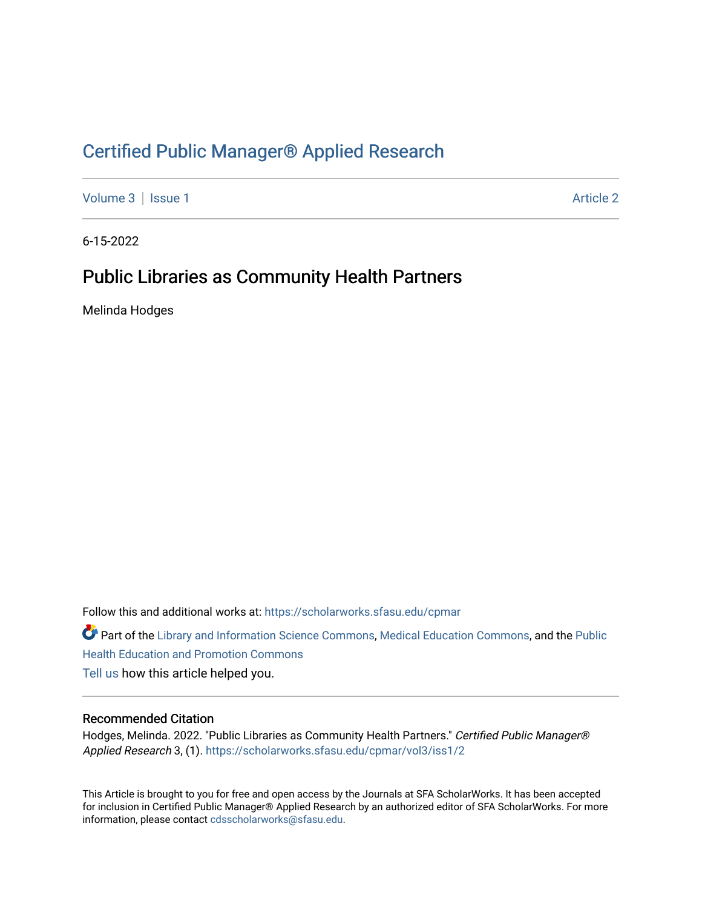# Certified Public Manager® Applied Research

Volume 3 | Issue 1 Article 2

6-15-2022

## Public Libraries as Community Health Partners

Melinda Hodges

Follow this and additional works at: https://scholarworks.sfasu.edu/cpmar

Part of the Library and Information Science Commons, Medical Education Commons, and the Public Health Education and Promotion Commons

Tell us how this article helped you.

### Recommended Citation

Hodges, Melinda. 2022. "Public Libraries as Community Health Partners." *Certified Public Manager® Applied Research* 3, (1). https://scholarworks.sfasu.edu/cpmar/vol3/iss1/2

This Article is brought to you for free and open access by the Journals at SFA ScholarWorks. It has been accepted for inclusion in Certified Public Manager® Applied Research by an authorized editor of SFA ScholarWorks. For more information, please contact cdsscholarworks@sfasu.edu.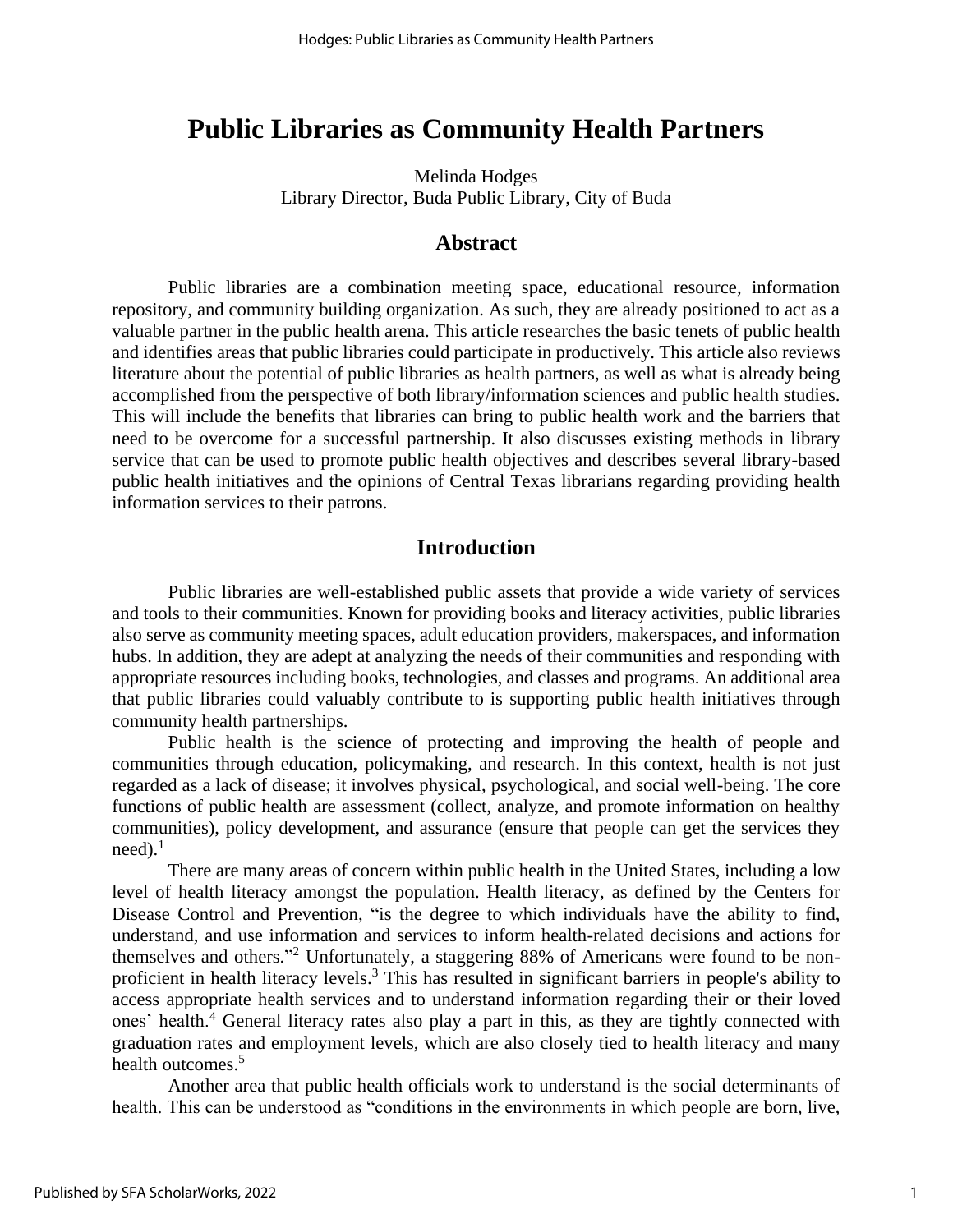# Public Libraries as Community Health Partners

Melinda Hodges
Library Director, Buda Public Library, City of Buda

## Abstract

Public libraries are a combination meeting space, educational resource, information repository, and community building organization. As such, they are already positioned to act as a valuable partner in the public health arena. This article researches the basic tenets of public health and identifies areas that public libraries could participate in productively. This article also reviews literature about the potential of public libraries as health partners, as well as what is already being accomplished from the perspective of both library/information sciences and public health studies. This will include the benefits that libraries can bring to public health work and the barriers that need to be overcome for a successful partnership. It also discusses existing methods in library service that can be used to promote public health objectives and describes several library-based public health initiatives and the opinions of Central Texas librarians regarding providing health information services to their patrons.

## Introduction

Public libraries are well-established public assets that provide a wide variety of services and tools to their communities. Known for providing books and literacy activities, public libraries also serve as community meeting spaces, adult education providers, makerspaces, and information hubs. In addition, they are adept at analyzing the needs of their communities and responding with appropriate resources including books, technologies, and classes and programs. An additional area that public libraries could valuably contribute to is supporting public health initiatives through community health partnerships.

Public health is the science of protecting and improving the health of people and communities through education, policymaking, and research. In this context, health is not just regarded as a lack of disease; it involves physical, psychological, and social well-being. The core functions of public health are assessment (collect, analyze, and promote information on healthy communities), policy development, and assurance (ensure that people can get the services they need).[1]

There are many areas of concern within public health in the United States, including a low level of health literacy amongst the population. Health literacy, as defined by the Centers for Disease Control and Prevention, "is the degree to which individuals have the ability to find, understand, and use information and services to inform health-related decisions and actions for themselves and others."[2] Unfortunately, a staggering 88% of Americans were found to be non-proficient in health literacy levels.[3] This has resulted in significant barriers in people's ability to access appropriate health services and to understand information regarding their or their loved ones' health.[4] General literacy rates also play a part in this, as they are tightly connected with graduation rates and employment levels, which are also closely tied to health literacy and many health outcomes.[5]

Another area that public health officials work to understand is the social determinants of health. This can be understood as "conditions in the environments in which people are born, live,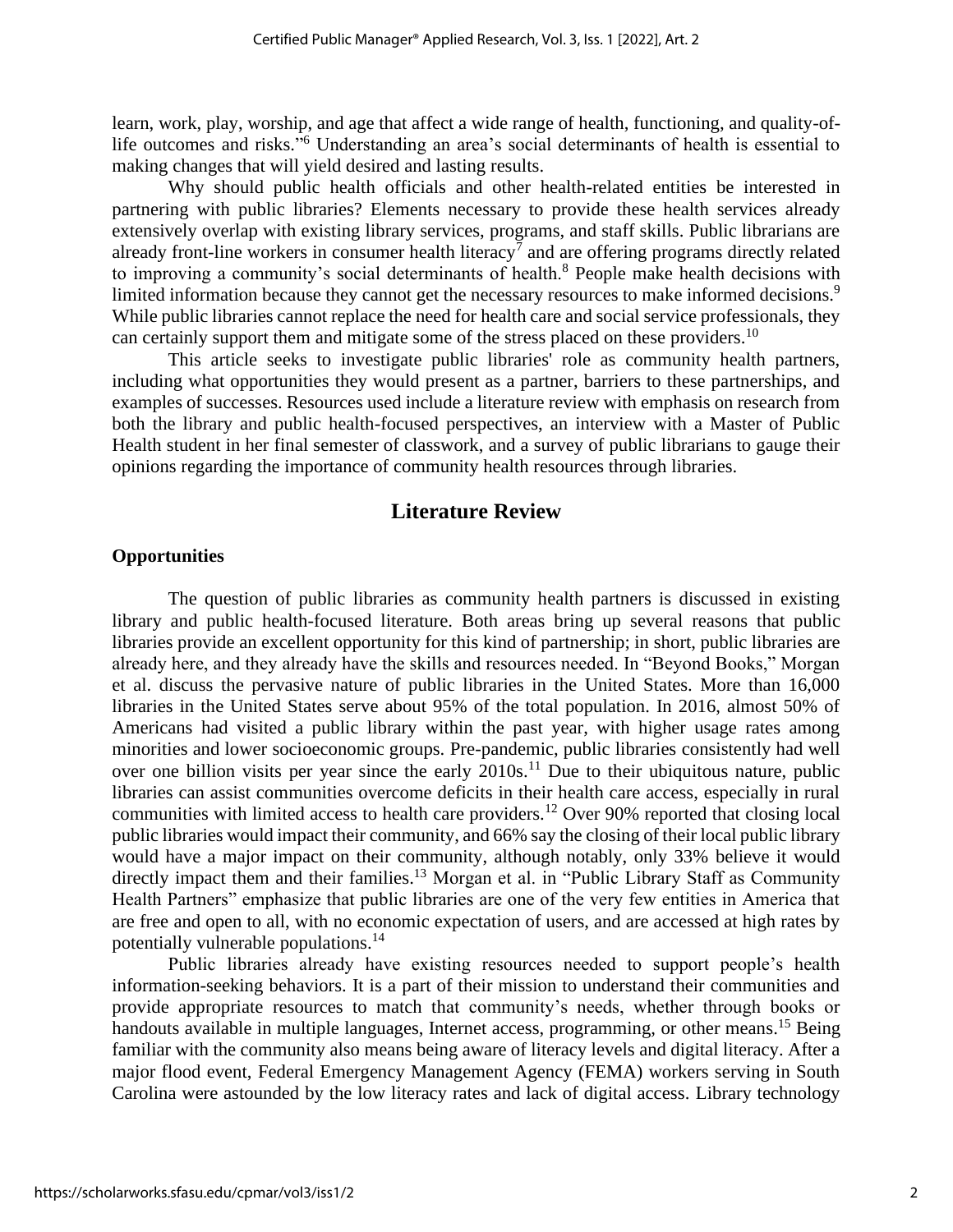learn, work, play, worship, and age that affect a wide range of health, functioning, and quality-of-life outcomes and risks."[6] Understanding an area's social determinants of health is essential to making changes that will yield desired and lasting results.

Why should public health officials and other health-related entities be interested in partnering with public libraries? Elements necessary to provide these health services already extensively overlap with existing library services, programs, and staff skills. Public librarians are already front-line workers in consumer health literacy[7] and are offering programs directly related to improving a community's social determinants of health.[8] People make health decisions with limited information because they cannot get the necessary resources to make informed decisions.[9] While public libraries cannot replace the need for health care and social service professionals, they can certainly support them and mitigate some of the stress placed on these providers.[10]

This article seeks to investigate public libraries' role as community health partners, including what opportunities they would present as a partner, barriers to these partnerships, and examples of successes. Resources used include a literature review with emphasis on research from both the library and public health-focused perspectives, an interview with a Master of Public Health student in her final semester of classwork, and a survey of public librarians to gauge their opinions regarding the importance of community health resources through libraries.

## Literature Review

### Opportunities

The question of public libraries as community health partners is discussed in existing library and public health-focused literature. Both areas bring up several reasons that public libraries provide an excellent opportunity for this kind of partnership; in short, public libraries are already here, and they already have the skills and resources needed. In "Beyond Books," Morgan et al. discuss the pervasive nature of public libraries in the United States. More than 16,000 libraries in the United States serve about 95% of the total population. In 2016, almost 50% of Americans had visited a public library within the past year, with higher usage rates among minorities and lower socioeconomic groups. Pre-pandemic, public libraries consistently had well over one billion visits per year since the early 2010s.[11] Due to their ubiquitous nature, public libraries can assist communities overcome deficits in their health care access, especially in rural communities with limited access to health care providers.[12] Over 90% reported that closing local public libraries would impact their community, and 66% say the closing of their local public library would have a major impact on their community, although notably, only 33% believe it would directly impact them and their families.[13] Morgan et al. in "Public Library Staff as Community Health Partners" emphasize that public libraries are one of the very few entities in America that are free and open to all, with no economic expectation of users, and are accessed at high rates by potentially vulnerable populations.[14]

Public libraries already have existing resources needed to support people's health information-seeking behaviors. It is a part of their mission to understand their communities and provide appropriate resources to match that community's needs, whether through books or handouts available in multiple languages, Internet access, programming, or other means.[15] Being familiar with the community also means being aware of literacy levels and digital literacy. After a major flood event, Federal Emergency Management Agency (FEMA) workers serving in South Carolina were astounded by the low literacy rates and lack of digital access. Library technology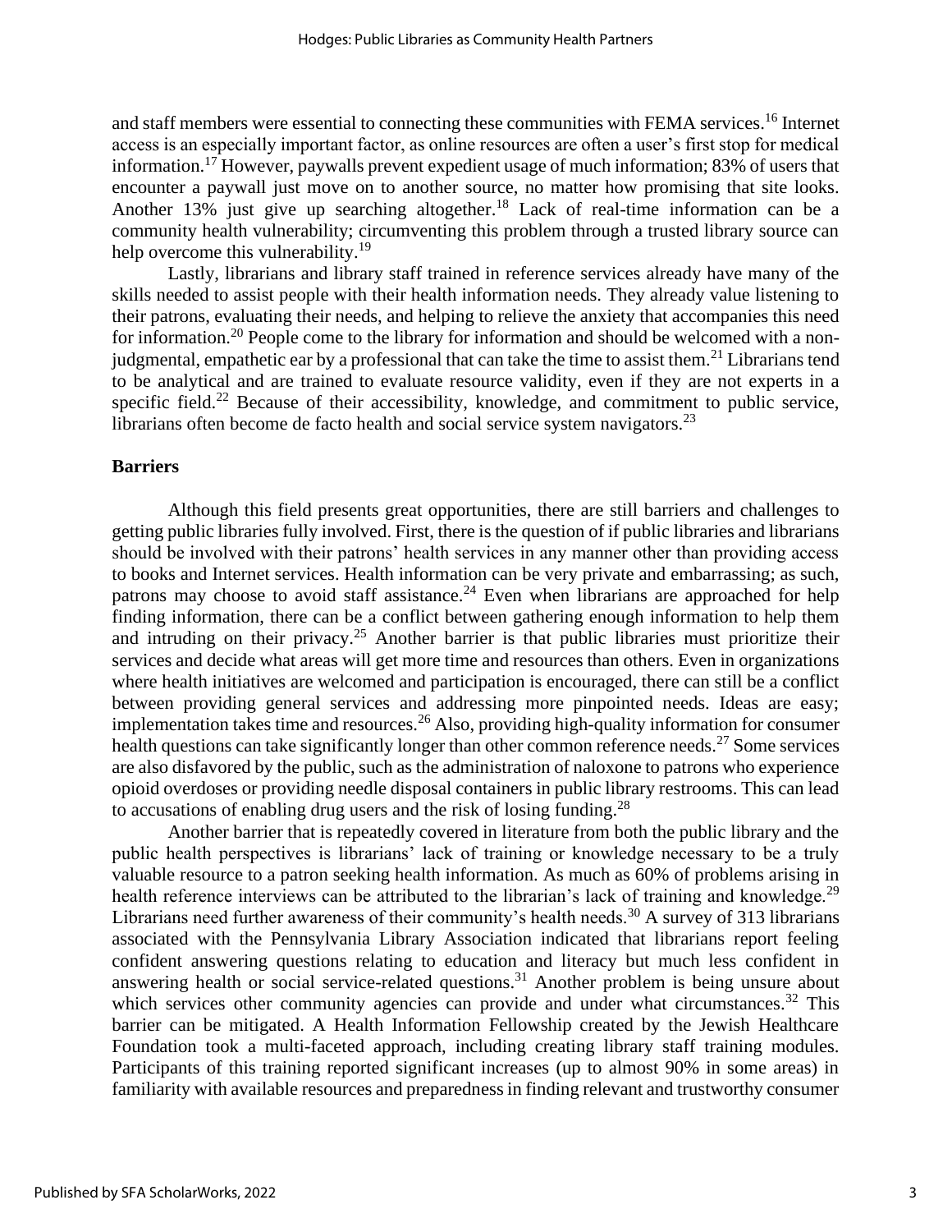and staff members were essential to connecting these communities with FEMA services.[16] Internet access is an especially important factor, as online resources are often a user's first stop for medical information.[17] However, paywalls prevent expedient usage of much information; 83% of users that encounter a paywall just move on to another source, no matter how promising that site looks. Another 13% just give up searching altogether.[18] Lack of real-time information can be a community health vulnerability; circumventing this problem through a trusted library source can help overcome this vulnerability.[19]

Lastly, librarians and library staff trained in reference services already have many of the skills needed to assist people with their health information needs. They already value listening to their patrons, evaluating their needs, and helping to relieve the anxiety that accompanies this need for information.[20] People come to the library for information and should be welcomed with a non-judgmental, empathetic ear by a professional that can take the time to assist them.[21] Librarians tend to be analytical and are trained to evaluate resource validity, even if they are not experts in a specific field.[22] Because of their accessibility, knowledge, and commitment to public service, librarians often become de facto health and social service system navigators.[23]

## Barriers

Although this field presents great opportunities, there are still barriers and challenges to getting public libraries fully involved. First, there is the question of if public libraries and librarians should be involved with their patrons' health services in any manner other than providing access to books and Internet services. Health information can be very private and embarrassing; as such, patrons may choose to avoid staff assistance.[24] Even when librarians are approached for help finding information, there can be a conflict between gathering enough information to help them and intruding on their privacy.[25] Another barrier is that public libraries must prioritize their services and decide what areas will get more time and resources than others. Even in organizations where health initiatives are welcomed and participation is encouraged, there can still be a conflict between providing general services and addressing more pinpointed needs. Ideas are easy; implementation takes time and resources.[26] Also, providing high-quality information for consumer health questions can take significantly longer than other common reference needs.[27] Some services are also disfavored by the public, such as the administration of naloxone to patrons who experience opioid overdoses or providing needle disposal containers in public library restrooms. This can lead to accusations of enabling drug users and the risk of losing funding.[28]

Another barrier that is repeatedly covered in literature from both the public library and the public health perspectives is librarians' lack of training or knowledge necessary to be a truly valuable resource to a patron seeking health information. As much as 60% of problems arising in health reference interviews can be attributed to the librarian's lack of training and knowledge.[29] Librarians need further awareness of their community's health needs.[30] A survey of 313 librarians associated with the Pennsylvania Library Association indicated that librarians report feeling confident answering questions relating to education and literacy but much less confident in answering health or social service-related questions.[31] Another problem is being unsure about which services other community agencies can provide and under what circumstances.[32] This barrier can be mitigated. A Health Information Fellowship created by the Jewish Healthcare Foundation took a multi-faceted approach, including creating library staff training modules. Participants of this training reported significant increases (up to almost 90% in some areas) in familiarity with available resources and preparedness in finding relevant and trustworthy consumer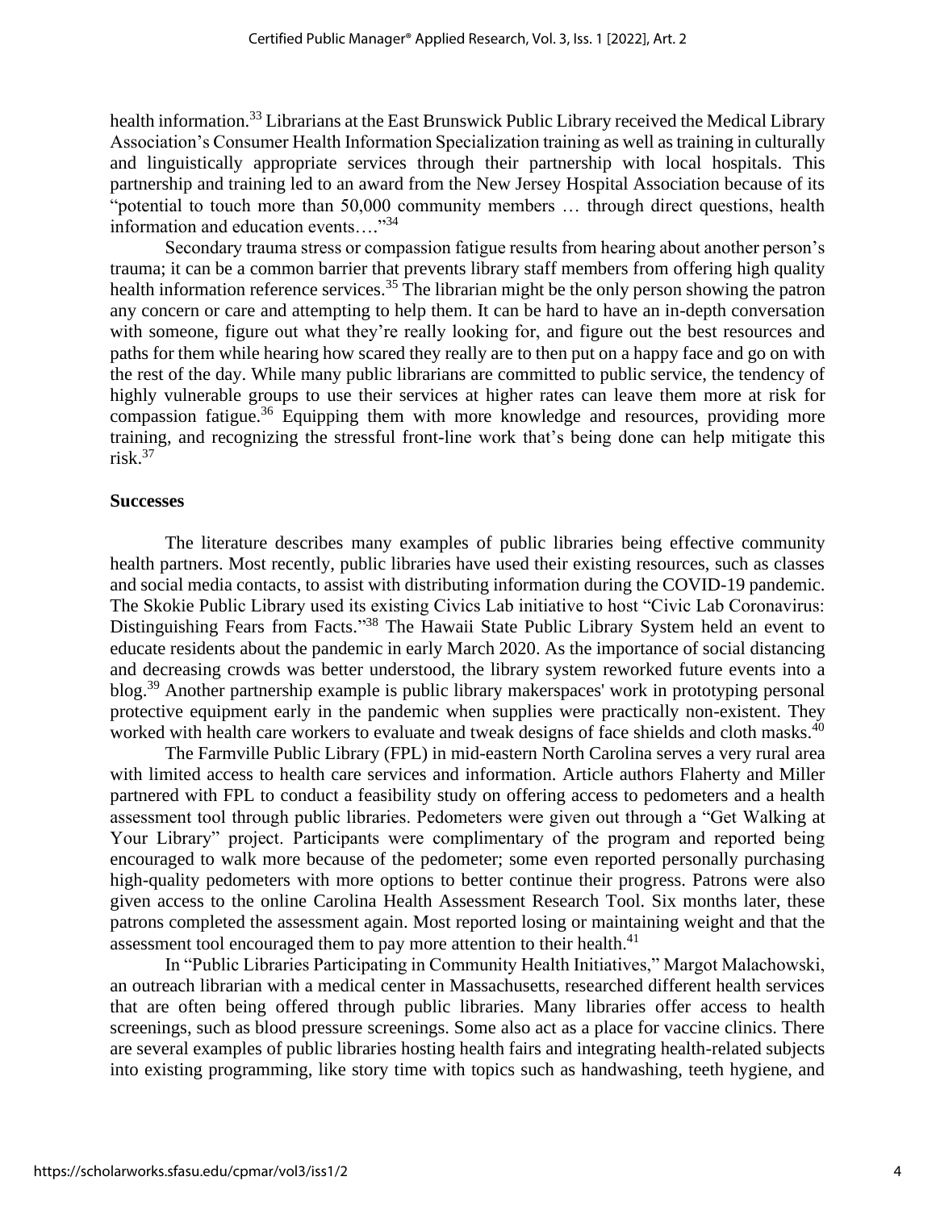health information.[33] Librarians at the East Brunswick Public Library received the Medical Library Association's Consumer Health Information Specialization training as well as training in culturally and linguistically appropriate services through their partnership with local hospitals. This partnership and training led to an award from the New Jersey Hospital Association because of its "potential to touch more than 50,000 community members … through direct questions, health information and education events…."[34]

Secondary trauma stress or compassion fatigue results from hearing about another person's trauma; it can be a common barrier that prevents library staff members from offering high quality health information reference services.[35] The librarian might be the only person showing the patron any concern or care and attempting to help them. It can be hard to have an in-depth conversation with someone, figure out what they're really looking for, and figure out the best resources and paths for them while hearing how scared they really are to then put on a happy face and go on with the rest of the day. While many public librarians are committed to public service, the tendency of highly vulnerable groups to use their services at higher rates can leave them more at risk for compassion fatigue.[36] Equipping them with more knowledge and resources, providing more training, and recognizing the stressful front-line work that's being done can help mitigate this risk.[37]

**Successes**

The literature describes many examples of public libraries being effective community health partners. Most recently, public libraries have used their existing resources, such as classes and social media contacts, to assist with distributing information during the COVID-19 pandemic. The Skokie Public Library used its existing Civics Lab initiative to host "Civic Lab Coronavirus: Distinguishing Fears from Facts."[38] The Hawaii State Public Library System held an event to educate residents about the pandemic in early March 2020. As the importance of social distancing and decreasing crowds was better understood, the library system reworked future events into a blog.[39] Another partnership example is public library makerspaces' work in prototyping personal protective equipment early in the pandemic when supplies were practically non-existent. They worked with health care workers to evaluate and tweak designs of face shields and cloth masks.[40]

The Farmville Public Library (FPL) in mid-eastern North Carolina serves a very rural area with limited access to health care services and information. Article authors Flaherty and Miller partnered with FPL to conduct a feasibility study on offering access to pedometers and a health assessment tool through public libraries. Pedometers were given out through a "Get Walking at Your Library" project. Participants were complimentary of the program and reported being encouraged to walk more because of the pedometer; some even reported personally purchasing high-quality pedometers with more options to better continue their progress. Patrons were also given access to the online Carolina Health Assessment Research Tool. Six months later, these patrons completed the assessment again. Most reported losing or maintaining weight and that the assessment tool encouraged them to pay more attention to their health.[41]

In "Public Libraries Participating in Community Health Initiatives," Margot Malachowski, an outreach librarian with a medical center in Massachusetts, researched different health services that are often being offered through public libraries. Many libraries offer access to health screenings, such as blood pressure screenings. Some also act as a place for vaccine clinics. There are several examples of public libraries hosting health fairs and integrating health-related subjects into existing programming, like story time with topics such as handwashing, teeth hygiene, and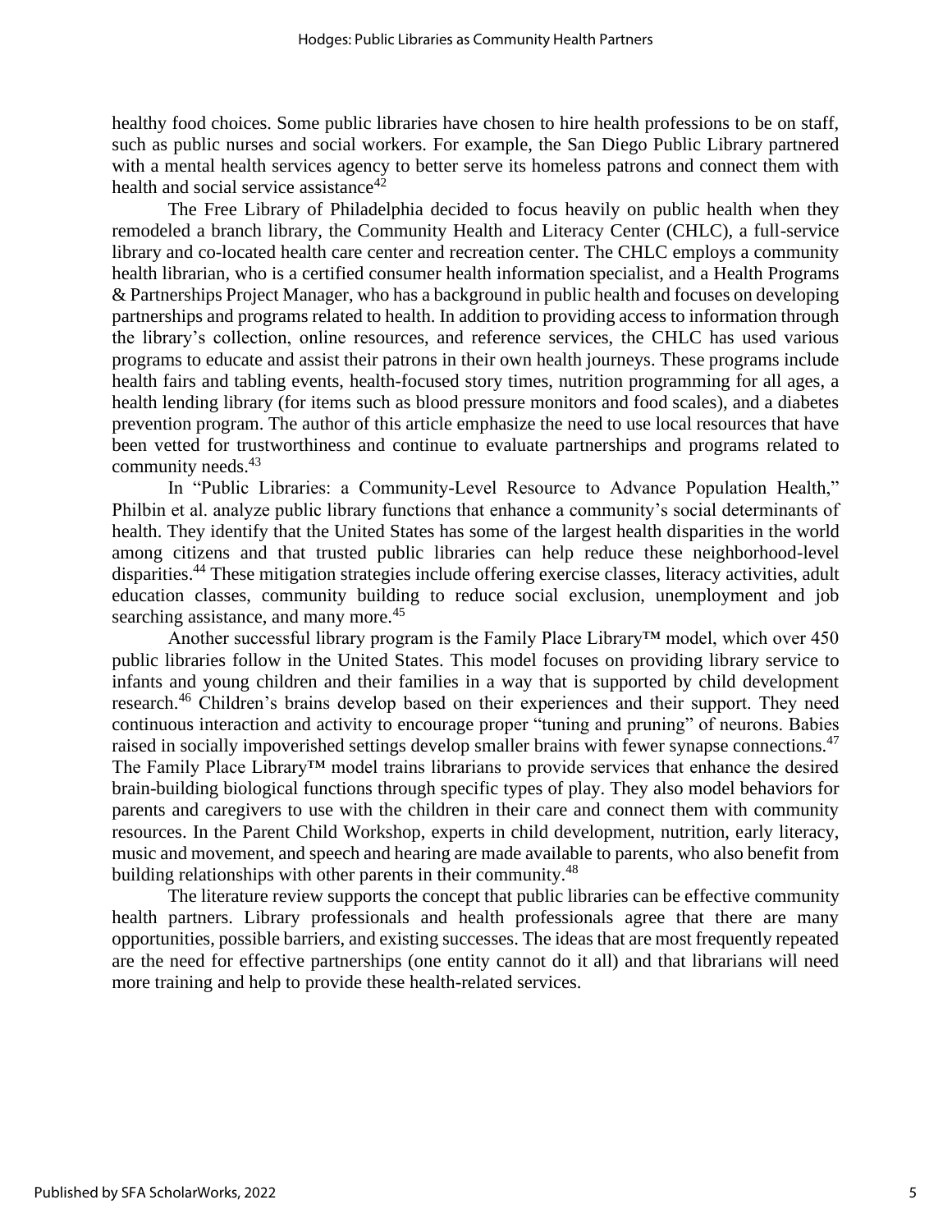healthy food choices. Some public libraries have chosen to hire health professions to be on staff, such as public nurses and social workers. For example, the San Diego Public Library partnered with a mental health services agency to better serve its homeless patrons and connect them with health and social service assistance[42]

The Free Library of Philadelphia decided to focus heavily on public health when they remodeled a branch library, the Community Health and Literacy Center (CHLC), a full-service library and co-located health care center and recreation center. The CHLC employs a community health librarian, who is a certified consumer health information specialist, and a Health Programs & Partnerships Project Manager, who has a background in public health and focuses on developing partnerships and programs related to health. In addition to providing access to information through the library's collection, online resources, and reference services, the CHLC has used various programs to educate and assist their patrons in their own health journeys. These programs include health fairs and tabling events, health-focused story times, nutrition programming for all ages, a health lending library (for items such as blood pressure monitors and food scales), and a diabetes prevention program. The author of this article emphasize the need to use local resources that have been vetted for trustworthiness and continue to evaluate partnerships and programs related to community needs.[43]

In "Public Libraries: a Community-Level Resource to Advance Population Health," Philbin et al. analyze public library functions that enhance a community's social determinants of health. They identify that the United States has some of the largest health disparities in the world among citizens and that trusted public libraries can help reduce these neighborhood-level disparities.[44] These mitigation strategies include offering exercise classes, literacy activities, adult education classes, community building to reduce social exclusion, unemployment and job searching assistance, and many more.[45]

Another successful library program is the Family Place Library™ model, which over 450 public libraries follow in the United States. This model focuses on providing library service to infants and young children and their families in a way that is supported by child development research.[46] Children's brains develop based on their experiences and their support. They need continuous interaction and activity to encourage proper "tuning and pruning" of neurons. Babies raised in socially impoverished settings develop smaller brains with fewer synapse connections.[47] The Family Place Library™ model trains librarians to provide services that enhance the desired brain-building biological functions through specific types of play. They also model behaviors for parents and caregivers to use with the children in their care and connect them with community resources. In the Parent Child Workshop, experts in child development, nutrition, early literacy, music and movement, and speech and hearing are made available to parents, who also benefit from building relationships with other parents in their community.[48]

The literature review supports the concept that public libraries can be effective community health partners. Library professionals and health professionals agree that there are many opportunities, possible barriers, and existing successes. The ideas that are most frequently repeated are the need for effective partnerships (one entity cannot do it all) and that librarians will need more training and help to provide these health-related services.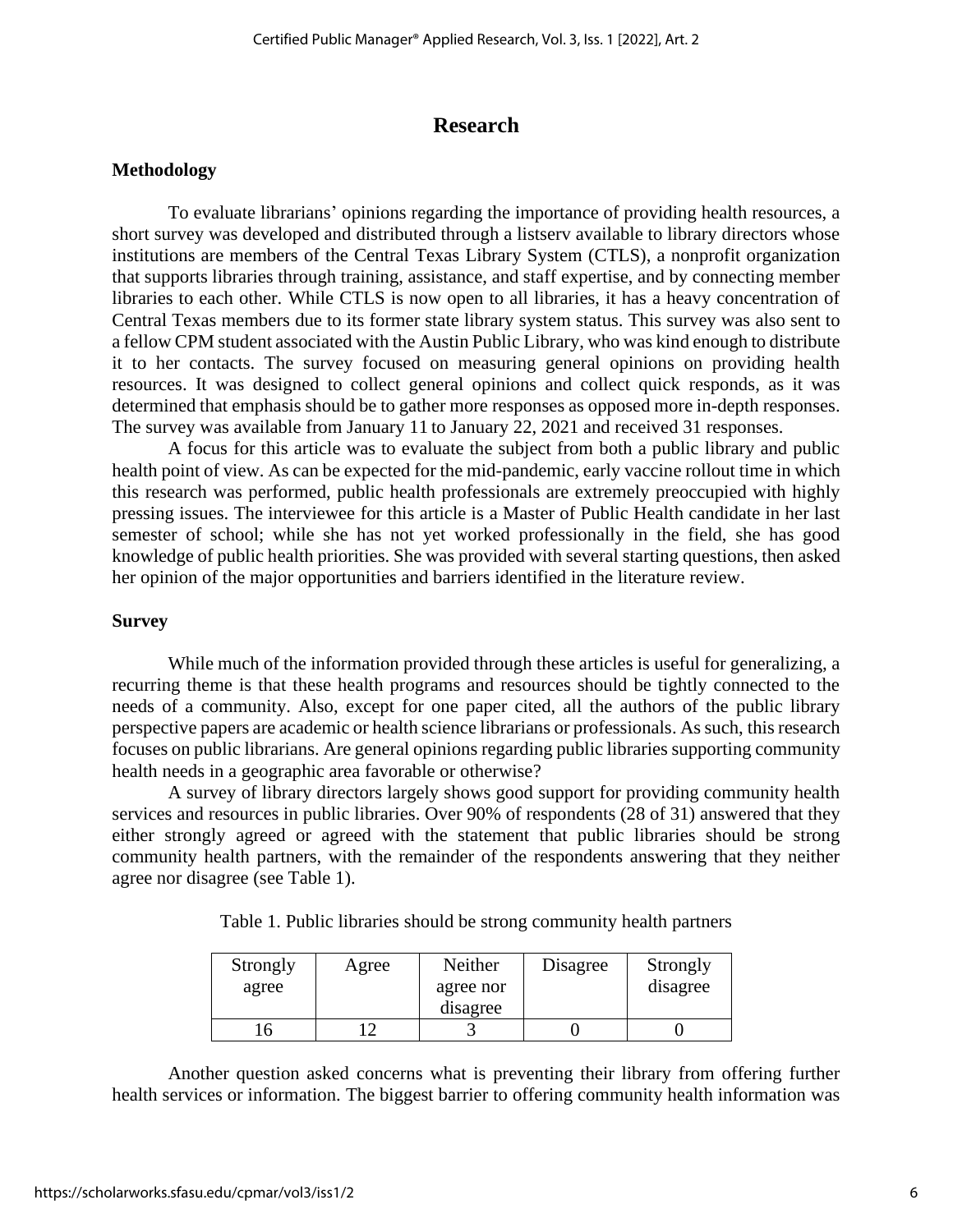# Research

## Methodology

To evaluate librarians' opinions regarding the importance of providing health resources, a short survey was developed and distributed through a listserv available to library directors whose institutions are members of the Central Texas Library System (CTLS), a nonprofit organization that supports libraries through training, assistance, and staff expertise, and by connecting member libraries to each other. While CTLS is now open to all libraries, it has a heavy concentration of Central Texas members due to its former state library system status. This survey was also sent to a fellow CPM student associated with the Austin Public Library, who was kind enough to distribute it to her contacts. The survey focused on measuring general opinions on providing health resources. It was designed to collect general opinions and collect quick responds, as it was determined that emphasis should be to gather more responses as opposed more in-depth responses. The survey was available from January 11 to January 22, 2021 and received 31 responses.

A focus for this article was to evaluate the subject from both a public library and public health point of view. As can be expected for the mid-pandemic, early vaccine rollout time in which this research was performed, public health professionals are extremely preoccupied with highly pressing issues. The interviewee for this article is a Master of Public Health candidate in her last semester of school; while she has not yet worked professionally in the field, she has good knowledge of public health priorities. She was provided with several starting questions, then asked her opinion of the major opportunities and barriers identified in the literature review.

## Survey

While much of the information provided through these articles is useful for generalizing, a recurring theme is that these health programs and resources should be tightly connected to the needs of a community. Also, except for one paper cited, all the authors of the public library perspective papers are academic or health science librarians or professionals. As such, this research focuses on public librarians. Are general opinions regarding public libraries supporting community health needs in a geographic area favorable or otherwise?

A survey of library directors largely shows good support for providing community health services and resources in public libraries. Over 90% of respondents (28 of 31) answered that they either strongly agreed or agreed with the statement that public libraries should be strong community health partners, with the remainder of the respondents answering that they neither agree nor disagree (see Table 1).

Table 1. Public libraries should be strong community health partners

| Strongly agree | Agree | Neither agree nor disagree | Disagree | Strongly disagree |
|---|---|---|---|---|
| 16 | 12 | 3 | 0 | 0 |

Another question asked concerns what is preventing their library from offering further health services or information. The biggest barrier to offering community health information was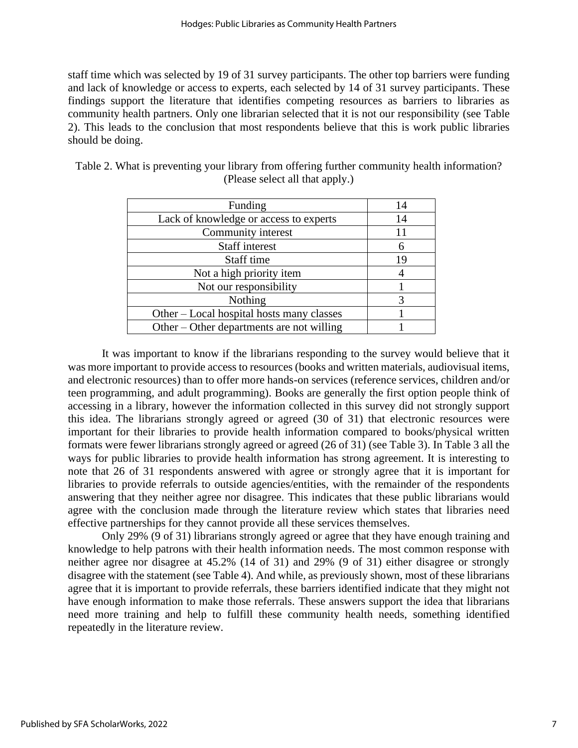staff time which was selected by 19 of 31 survey participants. The other top barriers were funding and lack of knowledge or access to experts, each selected by 14 of 31 survey participants. These findings support the literature that identifies competing resources as barriers to libraries as community health partners. Only one librarian selected that it is not our responsibility (see Table 2). This leads to the conclusion that most respondents believe that this is work public libraries should be doing.

Table 2. What is preventing your library from offering further community health information? (Please select all that apply.)

| | |
|---|---|
| Funding | 14 |
| Lack of knowledge or access to experts | 14 |
| Community interest | 11 |
| Staff interest | 6 |
| Staff time | 19 |
| Not a high priority item | 4 |
| Not our responsibility | 1 |
| Nothing | 3 |
| Other – Local hospital hosts many classes | 1 |
| Other – Other departments are not willing | 1 |

It was important to know if the librarians responding to the survey would believe that it was more important to provide access to resources (books and written materials, audiovisual items, and electronic resources) than to offer more hands-on services (reference services, children and/or teen programming, and adult programming). Books are generally the first option people think of accessing in a library, however the information collected in this survey did not strongly support this idea. The librarians strongly agreed or agreed (30 of 31) that electronic resources were important for their libraries to provide health information compared to books/physical written formats were fewer librarians strongly agreed or agreed (26 of 31) (see Table 3). In Table 3 all the ways for public libraries to provide health information has strong agreement. It is interesting to note that 26 of 31 respondents answered with agree or strongly agree that it is important for libraries to provide referrals to outside agencies/entities, with the remainder of the respondents answering that they neither agree nor disagree. This indicates that these public librarians would agree with the conclusion made through the literature review which states that libraries need effective partnerships for they cannot provide all these services themselves.

Only 29% (9 of 31) librarians strongly agreed or agree that they have enough training and knowledge to help patrons with their health information needs. The most common response with neither agree nor disagree at 45.2% (14 of 31) and 29% (9 of 31) either disagree or strongly disagree with the statement (see Table 4). And while, as previously shown, most of these librarians agree that it is important to provide referrals, these barriers identified indicate that they might not have enough information to make those referrals. These answers support the idea that librarians need more training and help to fulfill these community health needs, something identified repeatedly in the literature review.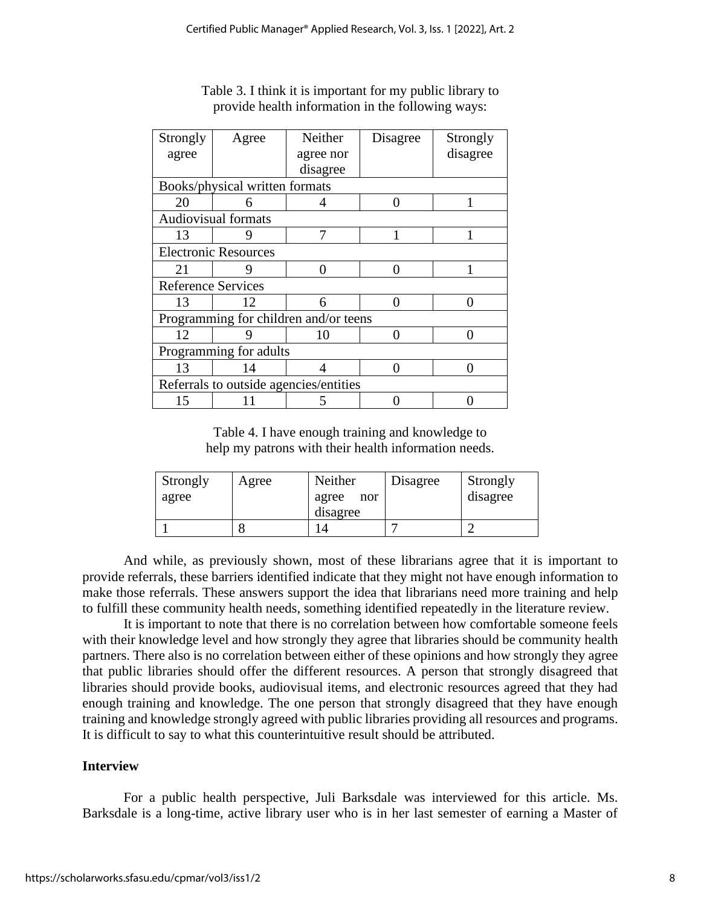Table 3. I think it is important for my public library to provide health information in the following ways:

| Strongly agree | Agree | Neither agree nor disagree | Disagree | Strongly disagree |
|---|---|---|---|---|
| Books/physical written formats | | | | |
| 20 | 6 | 4 | 0 | 1 |
| Audiovisual formats | | | | |
| 13 | 9 | 7 | 1 | 1 |
| Electronic Resources | | | | |
| 21 | 9 | 0 | 0 | 1 |
| Reference Services | | | | |
| 13 | 12 | 6 | 0 | 0 |
| Programming for children and/or teens | | | | |
| 12 | 9 | 10 | 0 | 0 |
| Programming for adults | | | | |
| 13 | 14 | 4 | 0 | 0 |
| Referrals to outside agencies/entities | | | | |
| 15 | 11 | 5 | 0 | 0 |

Table 4. I have enough training and knowledge to help my patrons with their health information needs.

| Strongly agree | Agree | Neither agree nor disagree | Disagree | Strongly disagree |
|---|---|---|---|---|
| 1 | 8 | 14 | 7 | 2 |

And while, as previously shown, most of these librarians agree that it is important to provide referrals, these barriers identified indicate that they might not have enough information to make those referrals. These answers support the idea that librarians need more training and help to fulfill these community health needs, something identified repeatedly in the literature review.

It is important to note that there is no correlation between how comfortable someone feels with their knowledge level and how strongly they agree that libraries should be community health partners. There also is no correlation between either of these opinions and how strongly they agree that public libraries should offer the different resources. A person that strongly disagreed that libraries should provide books, audiovisual items, and electronic resources agreed that they had enough training and knowledge. The one person that strongly disagreed that they have enough training and knowledge strongly agreed with public libraries providing all resources and programs. It is difficult to say to what this counterintuitive result should be attributed.

**Interview**

For a public health perspective, Juli Barksdale was interviewed for this article. Ms. Barksdale is a long-time, active library user who is in her last semester of earning a Master of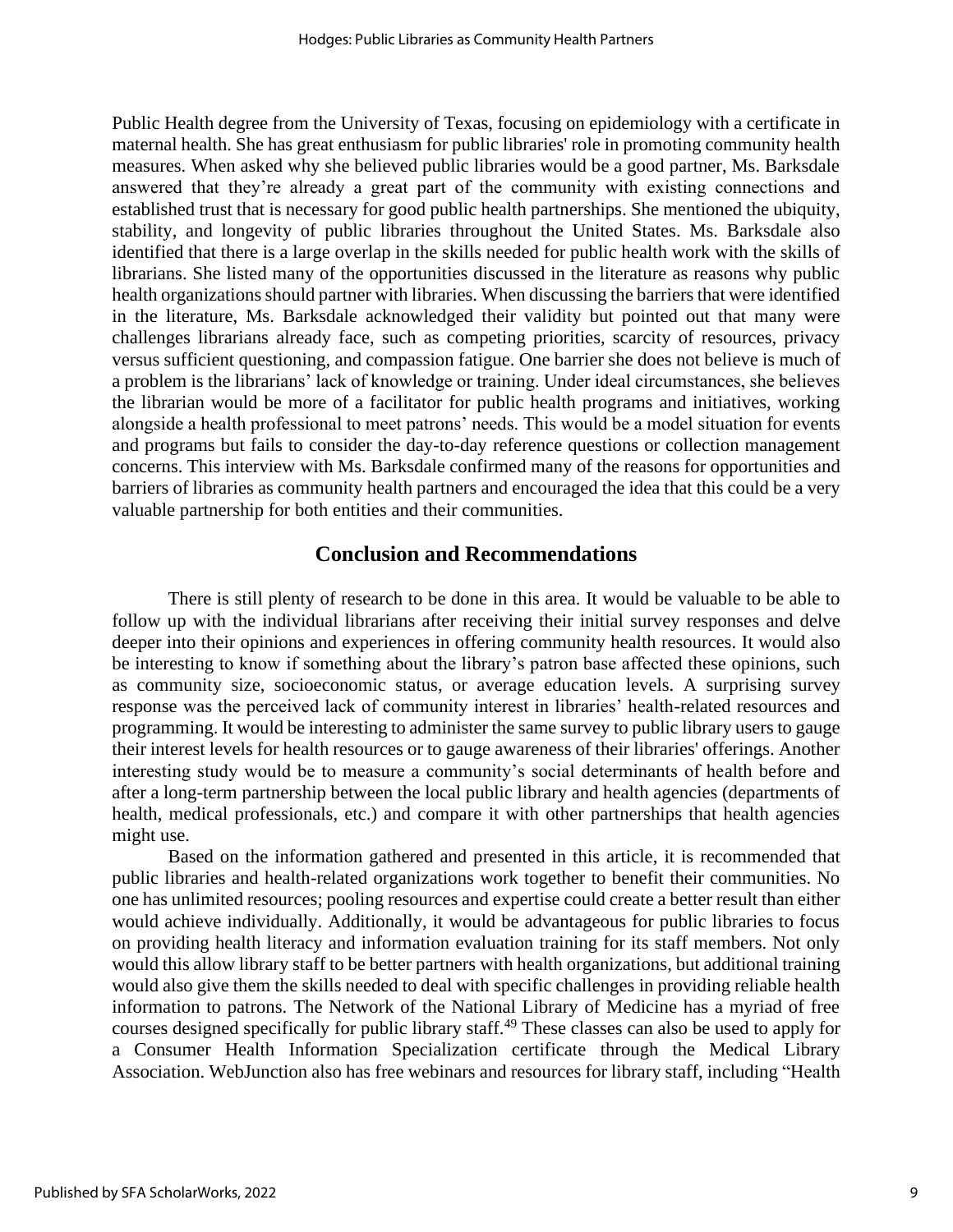Public Health degree from the University of Texas, focusing on epidemiology with a certificate in maternal health. She has great enthusiasm for public libraries' role in promoting community health measures. When asked why she believed public libraries would be a good partner, Ms. Barksdale answered that they're already a great part of the community with existing connections and established trust that is necessary for good public health partnerships. She mentioned the ubiquity, stability, and longevity of public libraries throughout the United States. Ms. Barksdale also identified that there is a large overlap in the skills needed for public health work with the skills of librarians. She listed many of the opportunities discussed in the literature as reasons why public health organizations should partner with libraries. When discussing the barriers that were identified in the literature, Ms. Barksdale acknowledged their validity but pointed out that many were challenges librarians already face, such as competing priorities, scarcity of resources, privacy versus sufficient questioning, and compassion fatigue. One barrier she does not believe is much of a problem is the librarians' lack of knowledge or training. Under ideal circumstances, she believes the librarian would be more of a facilitator for public health programs and initiatives, working alongside a health professional to meet patrons' needs. This would be a model situation for events and programs but fails to consider the day-to-day reference questions or collection management concerns. This interview with Ms. Barksdale confirmed many of the reasons for opportunities and barriers of libraries as community health partners and encouraged the idea that this could be a very valuable partnership for both entities and their communities.

## Conclusion and Recommendations

There is still plenty of research to be done in this area. It would be valuable to be able to follow up with the individual librarians after receiving their initial survey responses and delve deeper into their opinions and experiences in offering community health resources. It would also be interesting to know if something about the library's patron base affected these opinions, such as community size, socioeconomic status, or average education levels. A surprising survey response was the perceived lack of community interest in libraries' health-related resources and programming. It would be interesting to administer the same survey to public library users to gauge their interest levels for health resources or to gauge awareness of their libraries' offerings. Another interesting study would be to measure a community's social determinants of health before and after a long-term partnership between the local public library and health agencies (departments of health, medical professionals, etc.) and compare it with other partnerships that health agencies might use.

Based on the information gathered and presented in this article, it is recommended that public libraries and health-related organizations work together to benefit their communities. No one has unlimited resources; pooling resources and expertise could create a better result than either would achieve individually. Additionally, it would be advantageous for public libraries to focus on providing health literacy and information evaluation training for its staff members. Not only would this allow library staff to be better partners with health organizations, but additional training would also give them the skills needed to deal with specific challenges in providing reliable health information to patrons. The Network of the National Library of Medicine has a myriad of free courses designed specifically for public library staff.[49] These classes can also be used to apply for a Consumer Health Information Specialization certificate through the Medical Library Association. WebJunction also has free webinars and resources for library staff, including "Health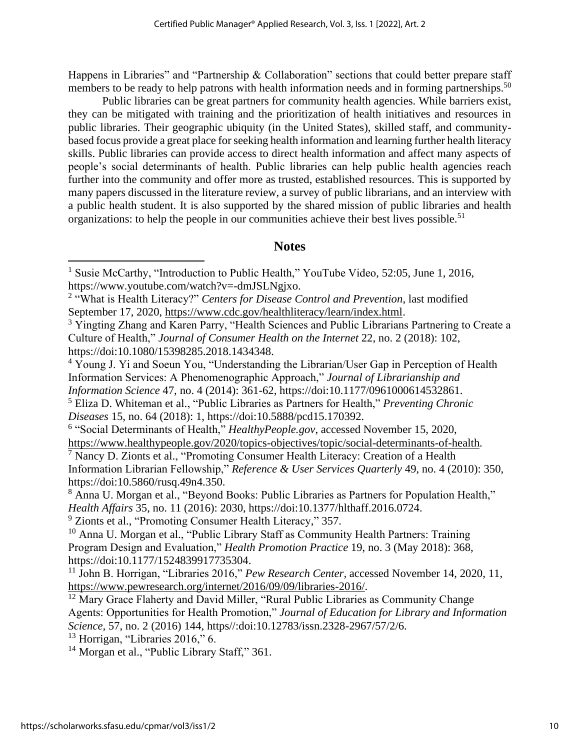Happens in Libraries" and "Partnership & Collaboration" sections that could better prepare staff members to be ready to help patrons with health information needs and in forming partnerships.[50]

Public libraries can be great partners for community health agencies. While barriers exist, they can be mitigated with training and the prioritization of health initiatives and resources in public libraries. Their geographic ubiquity (in the United States), skilled staff, and community-based focus provide a great place for seeking health information and learning further health literacy skills. Public libraries can provide access to direct health information and affect many aspects of people's social determinants of health. Public libraries can help public health agencies reach further into the community and offer more as trusted, established resources. This is supported by many papers discussed in the literature review, a survey of public librarians, and an interview with a public health student. It is also supported by the shared mission of public libraries and health organizations: to help the people in our communities achieve their best lives possible.[51]

## Notes

[1] Susie McCarthy, "Introduction to Public Health," YouTube Video, 52:05, June 1, 2016, https://www.youtube.com/watch?v=-dmJSLNgjxo.

[2] "What is Health Literacy?" *Centers for Disease Control and Prevention*, last modified September 17, 2020, https://www.cdc.gov/healthliteracy/learn/index.html.

[3] Yingting Zhang and Karen Parry, "Health Sciences and Public Librarians Partnering to Create a Culture of Health," *Journal of Consumer Health on the Internet* 22, no. 2 (2018): 102, https://doi:10.1080/15398285.2018.1434348.

[4] Young J. Yi and Soeun You, "Understanding the Librarian/User Gap in Perception of Health Information Services: A Phenomenographic Approach," *Journal of Librarianship and Information Science* 47, no. 4 (2014): 361-62, https://doi:10.1177/0961000614532861.

[5] Eliza D. Whiteman et al., "Public Libraries as Partners for Health," *Preventing Chronic Diseases* 15, no. 64 (2018): 1, https://doi:10.5888/pcd15.170392.

[6] "Social Determinants of Health," *HealthyPeople.gov*, accessed November 15, 2020, https://www.healthypeople.gov/2020/topics-objectives/topic/social-determinants-of-health.

[7] Nancy D. Zionts et al., "Promoting Consumer Health Literacy: Creation of a Health Information Librarian Fellowship," *Reference & User Services Quarterly* 49, no. 4 (2010): 350, https://doi:10.5860/rusq.49n4.350.

[8] Anna U. Morgan et al., "Beyond Books: Public Libraries as Partners for Population Health," *Health Affairs* 35, no. 11 (2016): 2030, https://doi:10.1377/hlthaff.2016.0724.

[9] Zionts et al., "Promoting Consumer Health Literacy," 357.

[10] Anna U. Morgan et al., "Public Library Staff as Community Health Partners: Training Program Design and Evaluation," *Health Promotion Practice* 19, no. 3 (May 2018): 368, https://doi:10.1177/1524839917735304.

[11] John B. Horrigan, "Libraries 2016," *Pew Research Center*, accessed November 14, 2020, 11, https://www.pewresearch.org/internet/2016/09/09/libraries-2016/.

[12] Mary Grace Flaherty and David Miller, "Rural Public Libraries as Community Change Agents: Opportunities for Health Promotion," *Journal of Education for Library and Information Science*, 57, no. 2 (2016) 144, https//:doi:10.12783/issn.2328-2967/57/2/6.

[13] Horrigan, "Libraries 2016," 6.

[14] Morgan et al., "Public Library Staff," 361.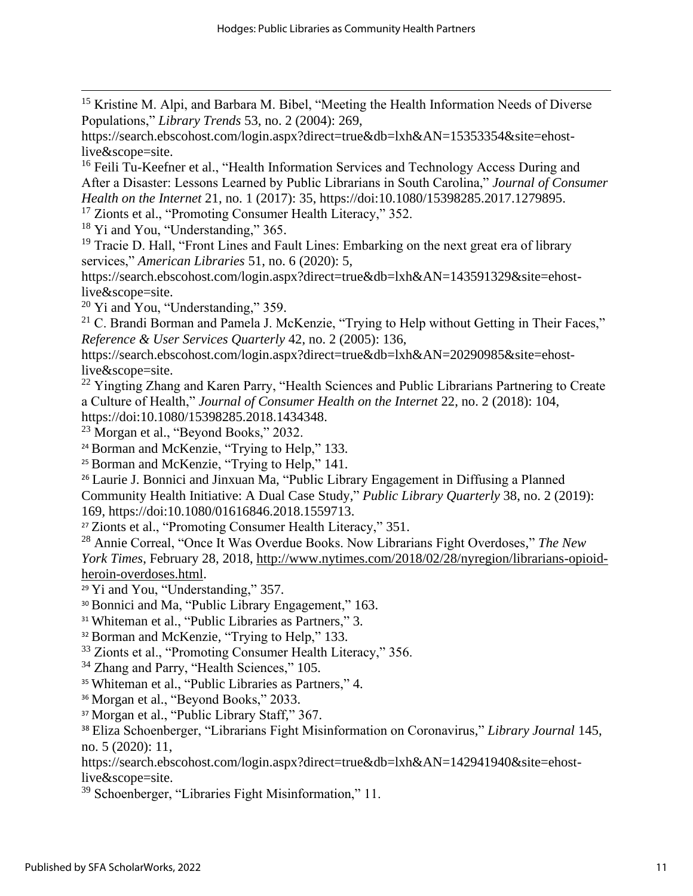[15] Kristine M. Alpi, and Barbara M. Bibel, "Meeting the Health Information Needs of Diverse Populations," *Library Trends* 53, no. 2 (2004): 269, https://search.ebscohost.com/login.aspx?direct=true&db=lxh&AN=15353354&site=ehost-live&scope=site.

[16] Feili Tu-Keefner et al., "Health Information Services and Technology Access During and After a Disaster: Lessons Learned by Public Librarians in South Carolina," *Journal of Consumer Health on the Internet* 21, no. 1 (2017): 35, https://doi:10.1080/15398285.2017.1279895.

[17] Zionts et al., "Promoting Consumer Health Literacy," 352.

[18] Yi and You, "Understanding," 365.

[19] Tracie D. Hall, "Front Lines and Fault Lines: Embarking on the next great era of library services," *American Libraries* 51, no. 6 (2020): 5, https://search.ebscohost.com/login.aspx?direct=true&db=lxh&AN=143591329&site=ehost-live&scope=site.

[20] Yi and You, "Understanding," 359.

[21] C. Brandi Borman and Pamela J. McKenzie, "Trying to Help without Getting in Their Faces," *Reference & User Services Quarterly* 42, no. 2 (2005): 136, https://search.ebscohost.com/login.aspx?direct=true&db=lxh&AN=20290985&site=ehost-live&scope=site.

[22] Yingting Zhang and Karen Parry, "Health Sciences and Public Librarians Partnering to Create a Culture of Health," *Journal of Consumer Health on the Internet* 22, no. 2 (2018): 104, https://doi:10.1080/15398285.2018.1434348.

[23] Morgan et al., "Beyond Books," 2032.

[24] Borman and McKenzie, "Trying to Help," 133.

[25] Borman and McKenzie, "Trying to Help," 141.

[26] Laurie J. Bonnici and Jinxuan Ma, "Public Library Engagement in Diffusing a Planned Community Health Initiative: A Dual Case Study," *Public Library Quarterly* 38, no. 2 (2019): 169, https://doi:10.1080/01616846.2018.1559713.

[27] Zionts et al., "Promoting Consumer Health Literacy," 351.

[28] Annie Correal, "Once It Was Overdue Books. Now Librarians Fight Overdoses," *The New York Times*, February 28, 2018, http://www.nytimes.com/2018/02/28/nyregion/librarians-opioid-heroin-overdoses.html.

[29] Yi and You, "Understanding," 357.

[30] Bonnici and Ma, "Public Library Engagement," 163.

[31] Whiteman et al., "Public Libraries as Partners," 3.

[32] Borman and McKenzie, "Trying to Help," 133.

[33] Zionts et al., "Promoting Consumer Health Literacy," 356.

[34] Zhang and Parry, "Health Sciences," 105.

[35] Whiteman et al., "Public Libraries as Partners," 4.

[36] Morgan et al., "Beyond Books," 2033.

[37] Morgan et al., "Public Library Staff," 367.

[38] Eliza Schoenberger, "Librarians Fight Misinformation on Coronavirus," *Library Journal* 145, no. 5 (2020): 11, https://search.ebscohost.com/login.aspx?direct=true&db=lxh&AN=142941940&site=ehost-live&scope=site.

[39] Schoenberger, "Libraries Fight Misinformation," 11.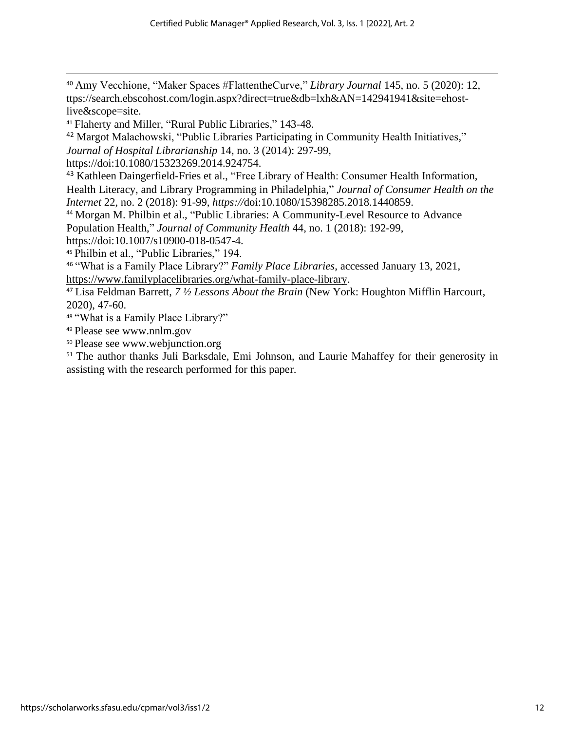[40] Amy Vecchione, "Maker Spaces #FlattentheCurve," *Library Journal* 145, no. 5 (2020): 12, ttps://search.ebscohost.com/login.aspx?direct=true&db=lxh&AN=142941941&site=ehost-live&scope=site.

[41] Flaherty and Miller, "Rural Public Libraries," 143-48.

[42] Margot Malachowski, "Public Libraries Participating in Community Health Initiatives," *Journal of Hospital Librarianship* 14, no. 3 (2014): 297-99, https://doi:10.1080/15323269.2014.924754.

[43] Kathleen Daingerfield-Fries et al., "Free Library of Health: Consumer Health Information, Health Literacy, and Library Programming in Philadelphia," *Journal of Consumer Health on the Internet* 22, no. 2 (2018): 91-99, *https://*doi:10.1080/15398285.2018.1440859.

[44] Morgan M. Philbin et al., "Public Libraries: A Community-Level Resource to Advance Population Health," *Journal of Community Health* 44, no. 1 (2018): 192-99, https://doi:10.1007/s10900-018-0547-4.

[45] Philbin et al., "Public Libraries," 194.

[46] "What is a Family Place Library?" *Family Place Libraries*, accessed January 13, 2021, https://www.familyplacelibraries.org/what-family-place-library.

[47] Lisa Feldman Barrett, *7 ½ Lessons About the Brain* (New York: Houghton Mifflin Harcourt, 2020), 47-60.

[48] "What is a Family Place Library?"

[49] Please see www.nnlm.gov

[50] Please see www.webjunction.org

[51] The author thanks Juli Barksdale, Emi Johnson, and Laurie Mahaffey for their generosity in assisting with the research performed for this paper.